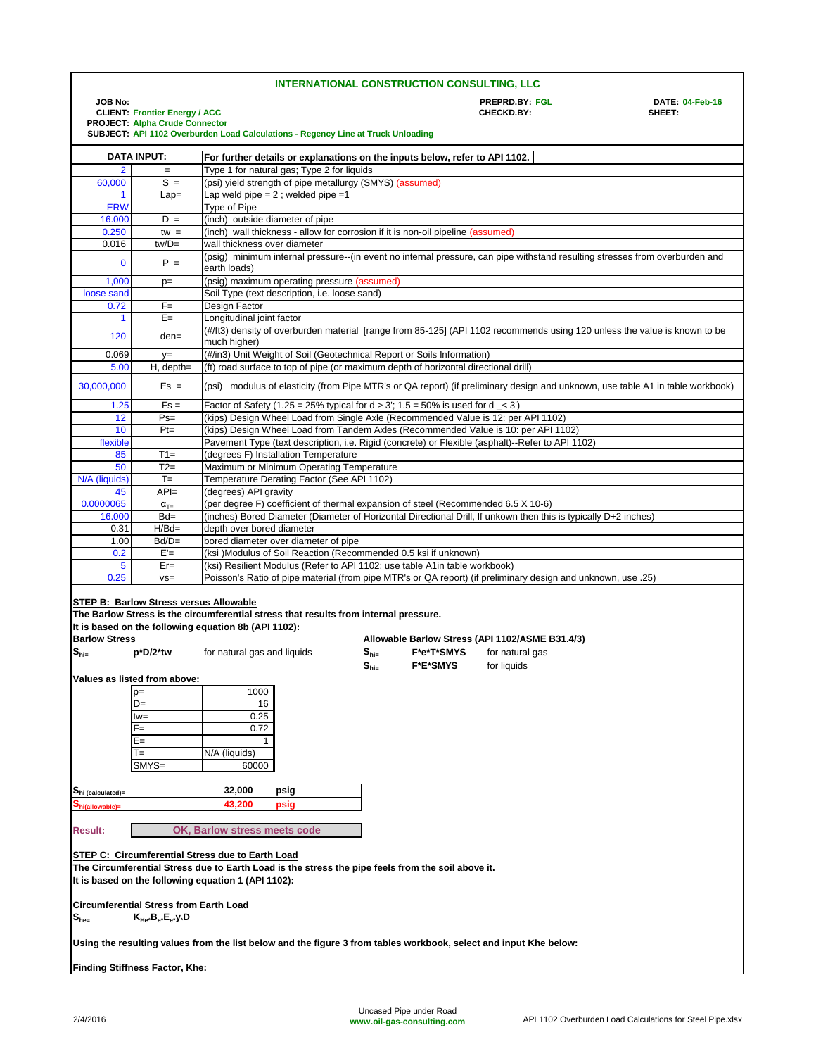## INTERNATIONAL CONSTRUCTION CONSULTING, LLC

**JOB No:**
**CLIENT:** Frontier Energy / ACC
**PROJECT:** Alpha Crude Connector
**SUBJECT:** API 1102 Overburden Load Calculations - Regency Line at Truck Unloading

**PREPRD.BY:** FGL
**CHECKD.BY:**

**DATE:** 04-Feb-16
**SHEET:**

| DATA INPUT: | | For further details or explanations on the inputs below, refer to API 1102. |
|---|---|---|
| 2 | = | Type 1 for natural gas; Type 2 for liquids |
| 60,000 | S = | (psi) yield strength of pipe metallurgy (SMYS) (assumed) |
| 1 | Lap= | Lap weld pipe = 2 ; welded pipe =1 |
| ERW | | Type of Pipe |
| 16.000 | D = | (inch) outside diameter of pipe |
| 0.250 | tw = | (inch) wall thickness - allow for corrosion if it is non-oil pipeline (assumed) |
| 0.016 | tw/D= | wall thickness over diameter |
| 0 | P = | (psig) minimum internal pressure--(in event no internal pressure, can pipe withstand resulting stresses from overburden and earth loads) |
| 1,000 | p= | (psig) maximum operating pressure (assumed) |
| loose sand | | Soil Type (text description, i.e. loose sand) |
| 0.72 | F= | Design Factor |
| 1 | E= | Longitudinal joint factor |
| 120 | den= | (#/ft3) density of overburden material [range from 85-125] (API 1102 recommends using 120 unless the value is known to be much higher) |
| 0.069 | y= | (#/in3) Unit Weight of Soil (Geotechnical Report or Soils Information) |
| 5.00 | H, depth= | (ft) road surface to top of pipe (or maximum depth of horizontal directional drill) |
| 30,000,000 | Es = | (psi) modulus of elasticity (from Pipe MTR's or QA report) (if preliminary design and unknown, use table A1 in table workbook) |
| 1.25 | Fs = | Factor of Safety (1.25 = 25% typical for d > 3'; 1.5 = 50% is used for d _< 3') |
| 12 | Ps= | (kips) Design Wheel Load from Single Axle (Recommended Value is 12: per API 1102) |
| 10 | Pt= | (kips) Design Wheel Load from Tandem Axles (Recommended Value is 10: per API 1102) |
| flexible | | Pavement Type (text description, i.e. Rigid (concrete) or Flexible (asphalt)--Refer to API 1102) |
| 85 | T1= | (degrees F) Installation Temperature |
| 50 | T2= | Maximum or Minimum Operating Temperature |
| N/A (liquids) | T= | Temperature Derating Factor (See API 1102) |
| 45 | API= | (degrees) API gravity |
| 0.0000065 | $\alpha_{T=}$ | (per degree F) coefficient of thermal expansion of steel (Recommended 6.5 X 10-6) |
| 16.000 | Bd= | (inches) Bored Diameter (Diameter of Horizontal Directional Drill, If unkown then this is typically D+2 inches) |
| 0.31 | H/Bd= | depth over bored diameter |
| 1.00 | Bd/D= | bored diameter over diameter of pipe |
| 0.2 | E'= | (ksi )Modulus of Soil Reaction (Recommended 0.5 ksi if unknown) |
| 5 | Er= | (ksi) Resilient Modulus (Refer to API 1102; use table A1in table workbook) |
| 0.25 | vs= | Poisson's Ratio of pipe material (from pipe MTR's or QA report) (if preliminary design and unknown, use .25) |

**STEP B: Barlow Stress versus Allowable**

**The Barlow Stress is the circumferential stress that results from internal pressure.**
**It is based on the following equation 8b (API 1102):**

**Barlow Stress**

$S_{hi=}$ **p*D/2*tw** for natural gas and liquids

**Allowable Barlow Stress (API 1102/ASME B31.4/3)**

$S_{hi=}$ **F*e*T*SMYS** for natural gas
$S_{hi=}$ **F*E*SMYS** for liquids

**Values as listed from above:**

| | |
|---|---|
| p= | 1000 |
| D= | 16 |
| tw= | 0.25 |
| F= | 0.72 |
| E= | 1 |
| T= | N/A (liquids) |
| SMYS= | 60000 |

| | | |
|---|---|---|
| $S_{hi\ (calculated)=}$ | 32,000 | psig |
| $S_{hi(allowable)=}$ | 43,200 | psig |

**Result:** **OK, Barlow stress meets code**

**STEP C: Circumferential Stress due to Earth Load**

**The Circumferential Stress due to Earth Load is the stress the pipe feels from the soil above it.**
**It is based on the following equation 1 (API 1102):**

**Circumferential Stress from Earth Load**

$S_{he=}$ $K_{He}.B_e.E_e.y.D$

**Using the resulting values from the list below and the figure 3 from tables workbook, select and input Khe below:**

**Finding Stiffness Factor, Khe:**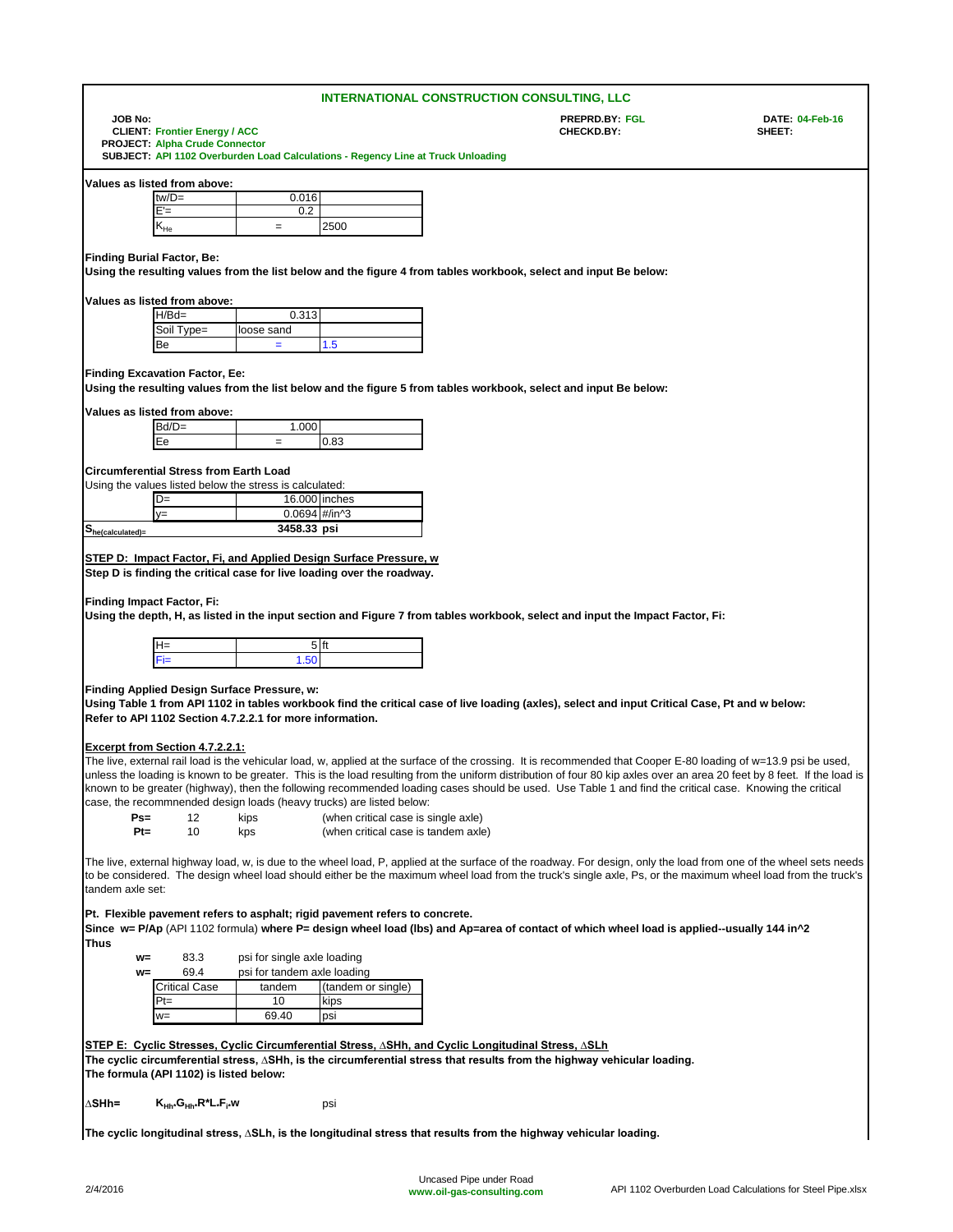**INTERNATIONAL CONSTRUCTION CONSULTING, LLC**

**JOB No:**
**CLIENT: Frontier Energy / ACC**
**PROJECT: Alpha Crude Connector**
**SUBJECT: API 1102 Overburden Load Calculations - Regency Line at Truck Unloading**

**PREPRD.BY: FGL**
**CHECKD.BY:**

**DATE: 04-Feb-16**
**SHEET:**

**Values as listed from above:**

| | | |
|---|---|---|
| tw/D= | 0.016 | |
| E'= | 0.2 | |
| $K_{He}$ | = | 2500 |

**Finding Burial Factor, Be:**
**Using the resulting values from the list below and the figure 4 from tables workbook, select and input Be below:**

**Values as listed from above:**

| | | |
|---|---|---|
| H/Bd= | 0.313 | |
| Soil Type= | loose sand | |
| Be | = | 1.5 |

**Finding Excavation Factor, Ee:**
**Using the resulting values from the list below and the figure 5 from tables workbook, select and input Be below:**

**Values as listed from above:**

| | | |
|---|---|---|
| Bd/D= | 1.000 | |
| Ee | = | 0.83 |

**Circumferential Stress from Earth Load**
Using the values listed below the stress is calculated:

| | | |
|---|---|---|
| D= | 16.000 | inches |
| y= | 0.0694 | #/in^3 |
| $S_{he(calculated)=}$ | **3458.33 psi** | |

**STEP D: Impact Factor, Fi, and Applied Design Surface Pressure, w**
**Step D is finding the critical case for live loading over the roadway.**

**Finding Impact Factor, Fi:**
**Using the depth, H, as listed in the input section and Figure 7 from tables workbook, select and input the Impact Factor, Fi:**

| | | |
|---|---|---|
| H= | 5 | ft |
| Fi= | 1.50 | |

**Finding Applied Design Surface Pressure, w:**
**Using Table 1 from API 1102 in tables workbook find the critical case of live loading (axles), select and input Critical Case, Pt and w below:**
**Refer to API 1102 Section 4.7.2.2.1 for more information.**

**Excerpt from Section 4.7.2.2.1:**
The live, external rail load is the vehicular load, w, applied at the surface of the crossing. It is recommended that Cooper E-80 loading of w=13.9 psi be used, unless the loading is known to be greater. This is the load resulting from the uniform distribution of four 80 kip axles over an area 20 feet by 8 feet. If the load is known to be greater (highway), then the following recommended loading cases should be used. Use Table 1 and find the critical case. Knowing the critical case, the recommnended design loads (heavy trucks) are listed below:

| | | | |
|---|---|---|---|
| Ps= | 12 | kips | (when critical case is single axle) |
| Pt= | 10 | kps | (when critical case is tandem axle) |

The live, external highway load, w, is due to the wheel load, P, applied at the surface of the roadway. For design, only the load from one of the wheel sets needs to be considered. The design wheel load should either be the maximum wheel load from the truck's single axle, Ps, or the maximum wheel load from the truck's tandem axle set:

**Pt. Flexible pavement refers to asphalt; rigid pavement refers to concrete.**
**Since w= P/Ap** (API 1102 formula) **where P= design wheel load (lbs) and Ap=area of contact of which wheel load is applied--usually 144 in^2**
**Thus**

| | | |
|---|---|---|
| w= | 83.3 | psi for single axle loading |
| w= | 69.4 | psi for tandem axle loading |

| | | |
|---|---|---|
| Critical Case | tandem | (tandem or single) |
| Pt= | 10 | kips |
| w= | 69.40 | psi |

**STEP E: Cyclic Stresses, Cyclic Circumferential Stress, ∆SHh, and Cyclic Longitudinal Stress, ∆SLh**
**The cyclic circumferential stress, ∆SHh, is the circumferential stress that results from the highway vehicular loading.**
**The formula (API 1102) is listed below:**

**∆SHh=** $K_{Hh}$**.**$G_{Hh}$**.R\*L.**$F_i$**.w** psi

**The cyclic longitudinal stress, ∆SLh, is the longitudinal stress that results from the highway vehicular loading.**

Uncased Pipe under Road
**www.oil-gas-consulting.com**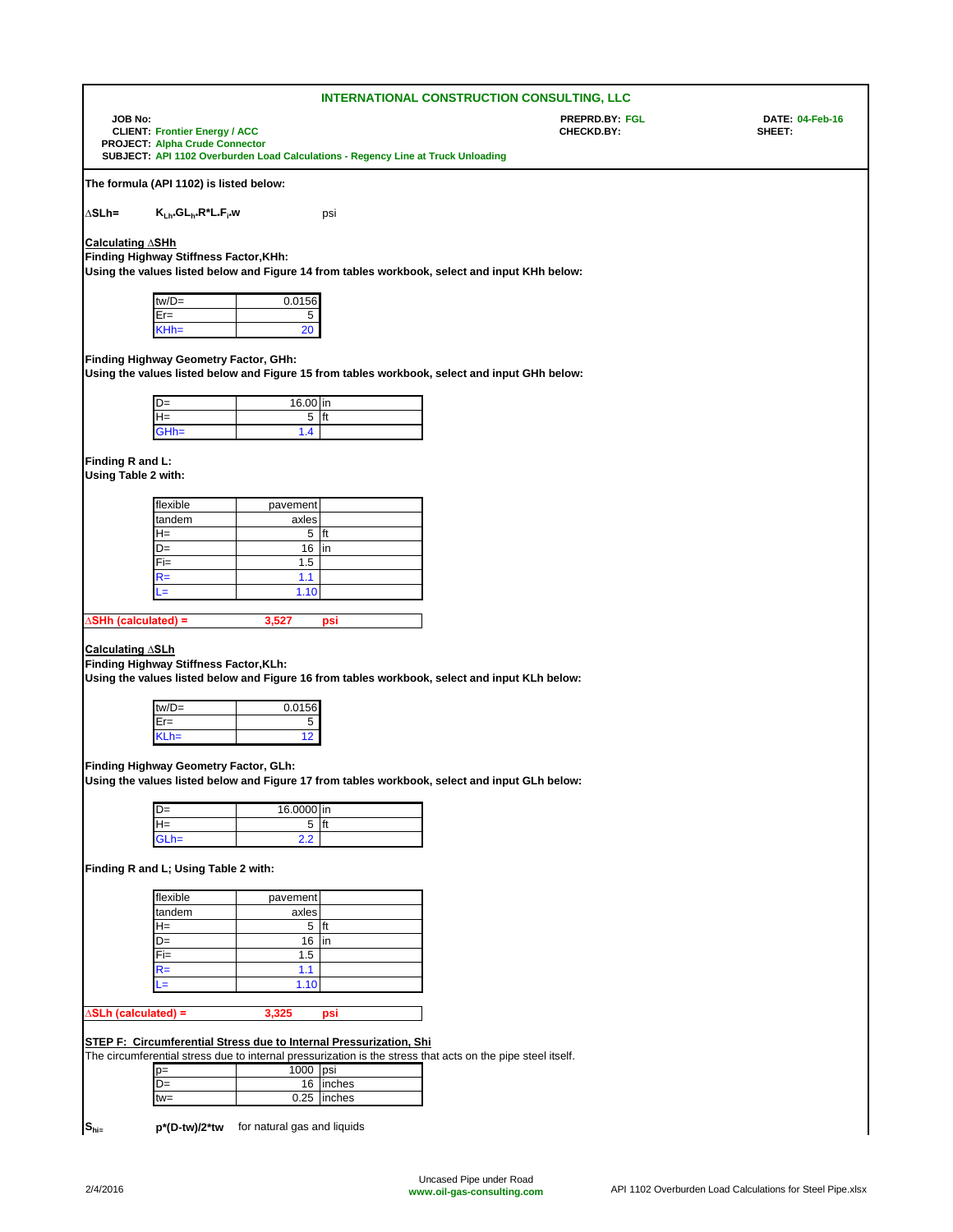**INTERNATIONAL CONSTRUCTION CONSULTING, LLC**

**JOB No:**
**CLIENT:** Frontier Energy / ACC
**PROJECT:** Alpha Crude Connector
**SUBJECT:** API 1102 Overburden Load Calculations - Regency Line at Truck Unloading

**PREPRD.BY:** FGL
**CHECKD.BY:**

**DATE:** 04-Feb-16
**SHEET:**

**The formula (API 1102) is listed below:**

**$\Delta$SLh=** $K_{Lh}$.$GL_h$.R*L.$F_i$.w psi

**Calculating $\Delta$SHh**

**Finding Highway Stiffness Factor,KHh:**

**Using the values listed below and Figure 14 from tables workbook, select and input KHh below:**

| | |
|---|---|
| tw/D= | 0.0156 |
| Er= | 5 |
| KHh= | 20 |

**Finding Highway Geometry Factor, GHh:**

**Using the values listed below and Figure 15 from tables workbook, select and input GHh below:**

| | | |
|---|---|---|
| D= | 16.00 | in |
| H= | 5 | ft |
| GHh= | 1.4 | |

**Finding R and L:**

**Using Table 2 with:**

| | | |
|---|---|---|
| flexible | pavement | |
| tandem | axles | |
| H= | 5 | ft |
| D= | 16 | in |
| Fi= | 1.5 | |
| R= | 1.1 | |
| L= | 1.10 | |

| | | |
|---|---|---|
| **$\Delta$SHh (calculated) =** | **3,527** | **psi** |

**Calculating $\Delta$SLh**

**Finding Highway Stiffness Factor,KLh:**

**Using the values listed below and Figure 16 from tables workbook, select and input KLh below:**

| | |
|---|---|
| tw/D= | 0.0156 |
| Er= | 5 |
| KLh= | 12 |

**Finding Highway Geometry Factor, GLh:**

**Using the values listed below and Figure 17 from tables workbook, select and input GLh below:**

| | | |
|---|---|---|
| D= | 16.0000 | in |
| H= | 5 | ft |
| GLh= | 2.2 | |

**Finding R and L; Using Table 2 with:**

| | | |
|---|---|---|
| flexible | pavement | |
| tandem | axles | |
| H= | 5 | ft |
| D= | 16 | in |
| Fi= | 1.5 | |
| R= | 1.1 | |
| L= | 1.10 | |

| | | |
|---|---|---|
| **$\Delta$SLh (calculated) =** | **3,325** | **psi** |

**STEP F: Circumferential Stress due to Internal Pressurization, Shi**

The circumferential stress due to internal pressurization is the stress that acts on the pipe steel itself.

| | | |
|---|---|---|
| p= | 1000 | psi |
| D= | 16 | inches |
| tw= | 0.25 | inches |

**$S_{hi}$=** **p*(D-tw)/2*tw** for natural gas and liquids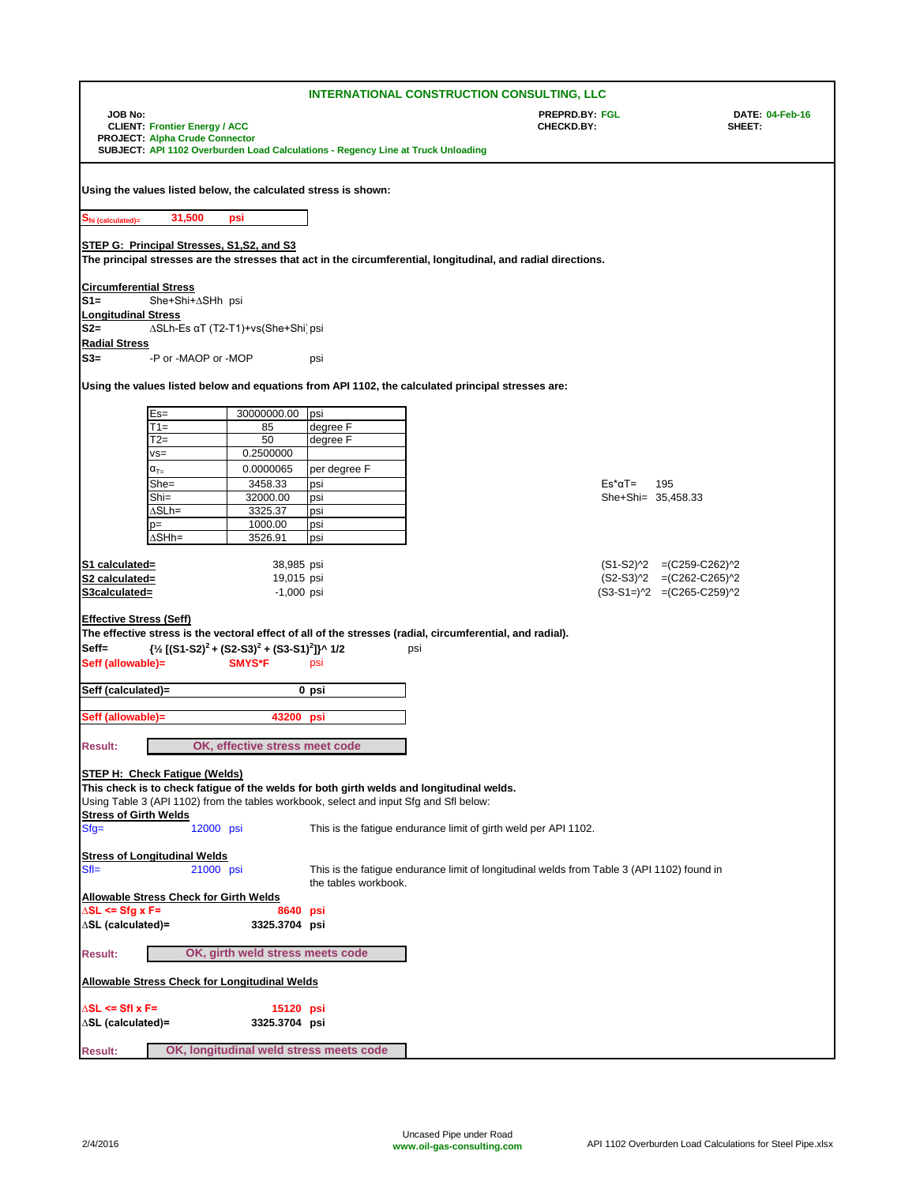**INTERNATIONAL CONSTRUCTION CONSULTING, LLC**

**JOB No:**
**CLIENT:** Frontier Energy / ACC
**PROJECT:** Alpha Crude Connector
**SUBJECT:** API 1102 Overburden Load Calculations - Regency Line at Truck Unloading

**PREPRD.BY:** FGL
**CHECKD.BY:**

**DATE:** 04-Feb-16
**SHEET:**

**Using the values listed below, the calculated stress is shown:**

| $S_{hi\ (calculated)}=$ | 31,500 | psi |
|---|---|---|

**STEP G: Principal Stresses, S1,S2, and S3**

**The principal stresses are the stresses that act in the circumferential, longitudinal, and radial directions.**

**Circumferential Stress**

**S1=** She+Shi+ΔSHh psi

**Longitudinal Stress**

**S2=** ΔSLh-Es αT (T2-T1)+vs(She+Shi) psi

**Radial Stress**

**S3=** -P or -MAOP or -MOP psi

**Using the values listed below and equations from API 1102, the calculated principal stresses are:**

| | | |
|---|---|---|
| Es= | 30000000.00 | psi |
| T1= | 85 | degree F |
| T2= | 50 | degree F |
| vs= | 0.2500000 | |
| $\alpha_{T=}$ | 0.0000065 | per degree F |
| She= | 3458.33 | psi |
| Shi= | 32000.00 | psi |
| ΔSLh= | 3325.37 | psi |
| p= | 1000.00 | psi |
| ΔSHh= | 3526.91 | psi |

Es*αT= 195
She+Shi= 35,458.33

**S1 calculated=** 38,985 psi
**S2 calculated=** 19,015 psi
**S3calculated=** -1,000 psi

(S1-S2)^2 =(C259-C262)^2
(S2-S3)^2 =(C262-C265)^2
(S3-S1=)^2 =(C265-C259)^2

**Effective Stress (Seff)**

**The effective stress is the vectoral effect of all of the stresses (radial, circumferential, and radial).**

**Seff=** $\{\frac{1}{2}[(S1-S2)^2 + (S2-S3)^2 + (S3-S1)^2]\}^{1/2}$ psi

**Seff (allowable)=** **SMYS*F** psi

| **Seff (calculated)=** | **0 psi** |
|---|---|

| **Seff (allowable)=** | **43200 psi** |
|---|---|

**Result:** **OK, effective stress meet code**

**STEP H: Check Fatigue (Welds)**

**This check is to check fatigue of the welds for both girth welds and longitudinal welds.**

Using Table 3 (API 1102) from the tables workbook, select and input Sfg and Sfl below:

**Stress of Girth Welds**

Sfg= 12000 psi — This is the fatigue endurance limit of girth weld per API 1102.

**Stress of Longitudinal Welds**

Sfl= 21000 psi — This is the fatigue endurance limit of longitudinal welds from Table 3 (API 1102) found in the tables workbook.

**Allowable Stress Check for Girth Welds**

**ΔSL <= Sfg x F=** **8640 psi**
**ΔSL (calculated)=** **3325.3704 psi**

**Result:** **OK, girth weld stress meets code**

**Allowable Stress Check for Longitudinal Welds**

**ΔSL <= Sfl x F=** **15120 psi**
**ΔSL (calculated)=** **3325.3704 psi**

**Result:** **OK, longitudinal weld stress meets code**

2/4/2016 — Uncased Pipe under Road — www.oil-gas-consulting.com — API 1102 Overburden Load Calculations for Steel Pipe.xlsx